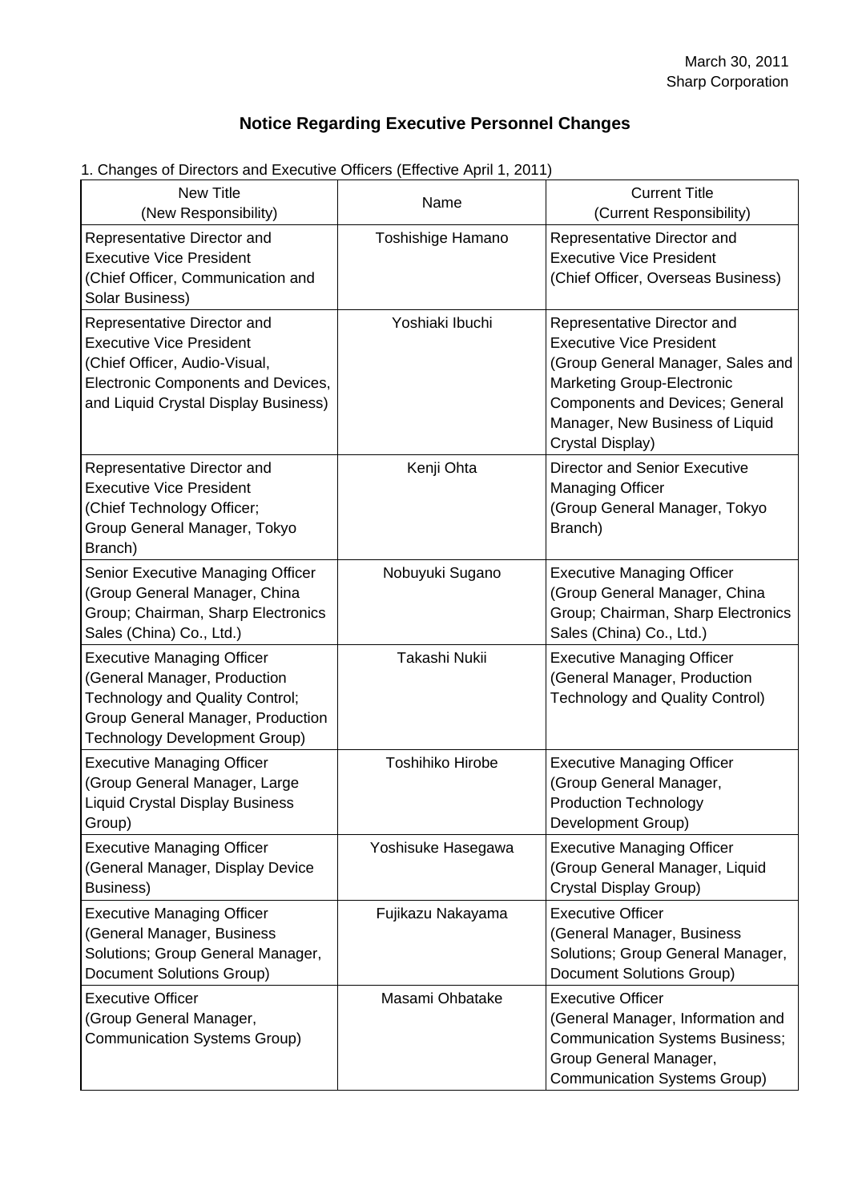March 30, 2011
Sharp Corporation

# Notice Regarding Executive Personnel Changes

1. Changes of Directors and Executive Officers (Effective April 1, 2011)

| New Title (New Responsibility) | Name | Current Title (Current Responsibility) |
|---|---|---|
| Representative Director and Executive Vice President (Chief Officer, Communication and Solar Business) | Toshishige Hamano | Representative Director and Executive Vice President (Chief Officer, Overseas Business) |
| Representative Director and Executive Vice President (Chief Officer, Audio-Visual, Electronic Components and Devices, and Liquid Crystal Display Business) | Yoshiaki Ibuchi | Representative Director and Executive Vice President (Group General Manager, Sales and Marketing Group-Electronic Components and Devices; General Manager, New Business of Liquid Crystal Display) |
| Representative Director and Executive Vice President (Chief Technology Officer; Group General Manager, Tokyo Branch) | Kenji Ohta | Director and Senior Executive Managing Officer (Group General Manager, Tokyo Branch) |
| Senior Executive Managing Officer (Group General Manager, China Group; Chairman, Sharp Electronics Sales (China) Co., Ltd.) | Nobuyuki Sugano | Executive Managing Officer (Group General Manager, China Group; Chairman, Sharp Electronics Sales (China) Co., Ltd.) |
| Executive Managing Officer (General Manager, Production Technology and Quality Control; Group General Manager, Production Technology Development Group) | Takashi Nukii | Executive Managing Officer (General Manager, Production Technology and Quality Control) |
| Executive Managing Officer (Group General Manager, Large Liquid Crystal Display Business Group) | Toshihiko Hirobe | Executive Managing Officer (Group General Manager, Production Technology Development Group) |
| Executive Managing Officer (General Manager, Display Device Business) | Yoshisuke Hasegawa | Executive Managing Officer (Group General Manager, Liquid Crystal Display Group) |
| Executive Managing Officer (General Manager, Business Solutions; Group General Manager, Document Solutions Group) | Fujikazu Nakayama | Executive Officer (General Manager, Business Solutions; Group General Manager, Document Solutions Group) |
| Executive Officer (Group General Manager, Communication Systems Group) | Masami Ohbatake | Executive Officer (General Manager, Information and Communication Systems Business; Group General Manager, Communication Systems Group) |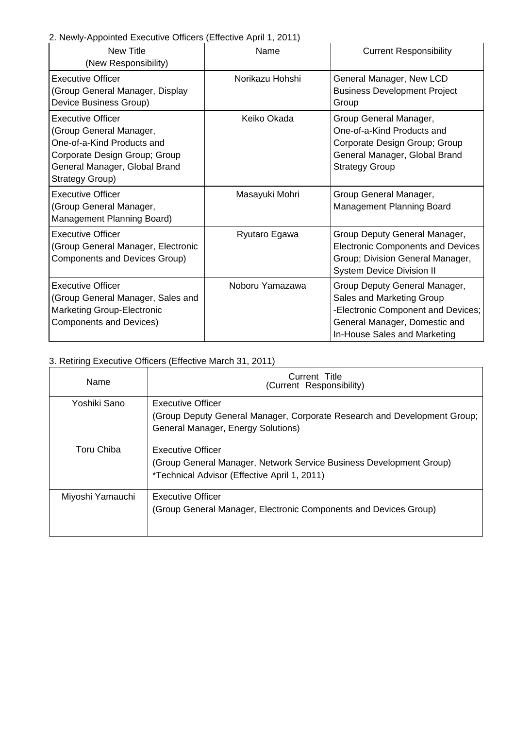2. Newly-Appointed Executive Officers (Effective April 1, 2011)

| New Title (New Responsibility) | Name | Current Responsibility |
|---|---|---|
| Executive Officer (Group General Manager, Display Device Business Group) | Norikazu Hohshi | General Manager, New LCD Business Development Project Group |
| Executive Officer (Group General Manager, One-of-a-Kind Products and Corporate Design Group; Group General Manager, Global Brand Strategy Group) | Keiko Okada | Group General Manager, One-of-a-Kind Products and Corporate Design Group; Group General Manager, Global Brand Strategy Group |
| Executive Officer (Group General Manager, Management Planning Board) | Masayuki Mohri | Group General Manager, Management Planning Board |
| Executive Officer (Group General Manager, Electronic Components and Devices Group) | Ryutaro Egawa | Group Deputy General Manager, Electronic Components and Devices Group; Division General Manager, System Device Division II |
| Executive Officer (Group General Manager, Sales and Marketing Group-Electronic Components and Devices) | Noboru Yamazawa | Group Deputy General Manager, Sales and Marketing Group -Electronic Component and Devices; General Manager, Domestic and In-House Sales and Marketing |

3. Retiring Executive Officers (Effective March 31, 2011)

| Name | Current Title (Current Responsibility) |
|---|---|
| Yoshiki Sano | Executive Officer (Group Deputy General Manager, Corporate Research and Development Group; General Manager, Energy Solutions) |
| Toru Chiba | Executive Officer (Group General Manager, Network Service Business Development Group) *Technical Advisor (Effective April 1, 2011) |
| Miyoshi Yamauchi | Executive Officer (Group General Manager, Electronic Components and Devices Group) |